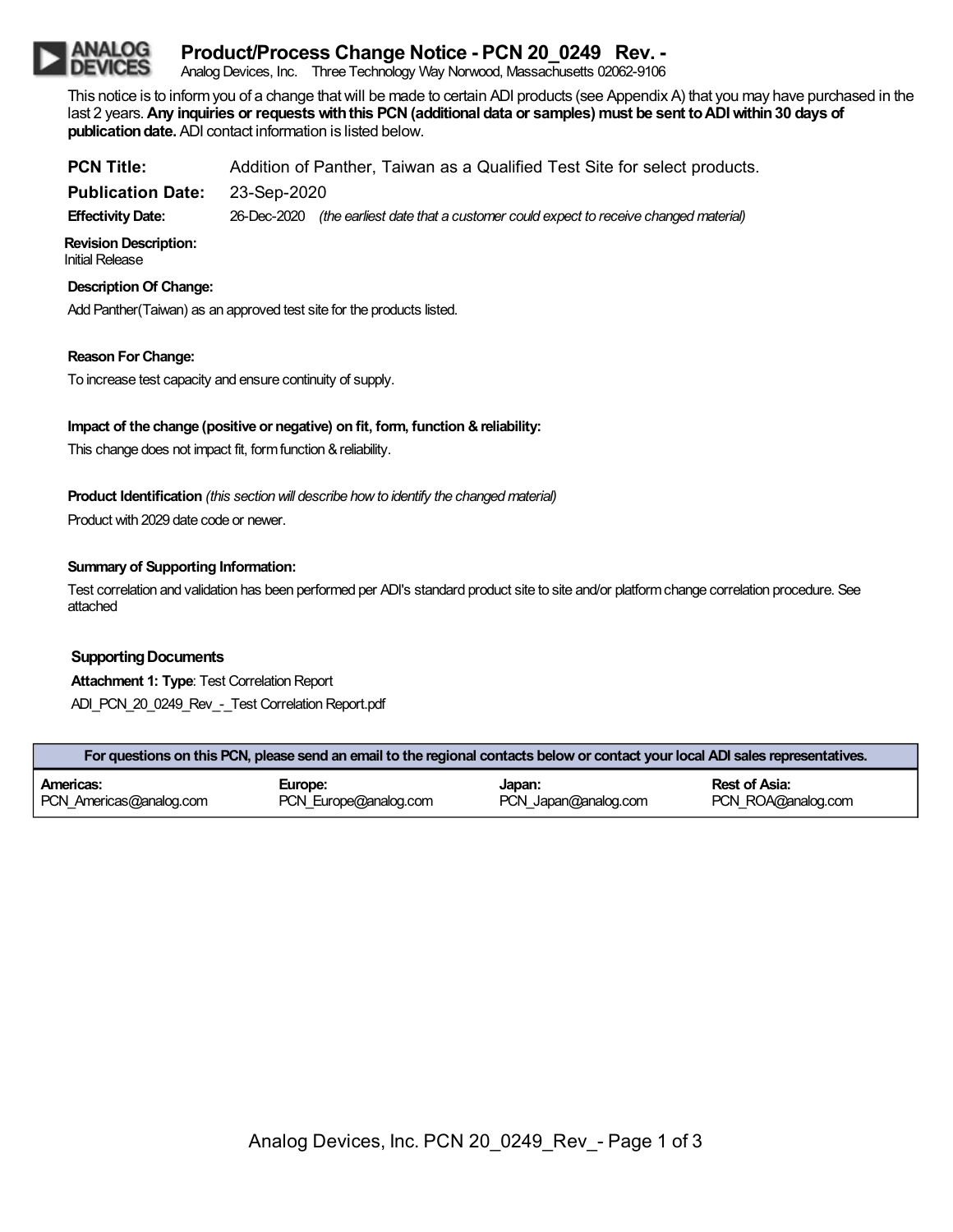# Product/Process Change Notice - PCN 20_0249 Rev. -

Analog Devices, Inc. Three Technology Way Norwood, Massachusetts 02062-9106

This notice is to inform you of a change that will be made to certain ADI products (see Appendix A) that you may have purchased in the last 2 years. **Any inquiries or requests with this PCN (additional data or samples) must be sent to ADI within 30 days of publication date.** ADI contact information is listed below.

**PCN Title:** Addition of Panther, Taiwan as a Qualified Test Site for select products.

**Publication Date:** 23-Sep-2020

**Effectivity Date:** 26-Dec-2020 *(the earliest date that a customer could expect to receive changed material)*

**Revision Description:**
Initial Release

**Description Of Change:**
Add Panther(Taiwan) as an approved test site for the products listed.

**Reason For Change:**
To increase test capacity and ensure continuity of supply.

**Impact of the change (positive or negative) on fit, form, function & reliability:**
This change does not impact fit, form function & reliability.

**Product Identification** *(this section will describe how to identify the changed material)*
Product with 2029 date code or newer.

**Summary of Supporting Information:**
Test correlation and validation has been performed per ADI's standard product site to site and/or platform change correlation procedure. See attached

**Supporting Documents**

**Attachment 1: Type**: Test Correlation Report
ADI_PCN_20_0249_Rev_-_Test Correlation Report.pdf

| For questions on this PCN, please send an email to the regional contacts below or contact your local ADI sales representatives. | | | |
|---|---|---|---|
| **Americas:** PCN_Americas@analog.com | **Europe:** PCN_Europe@analog.com | **Japan:** PCN_Japan@analog.com | **Rest of Asia:** PCN_ROA@analog.com |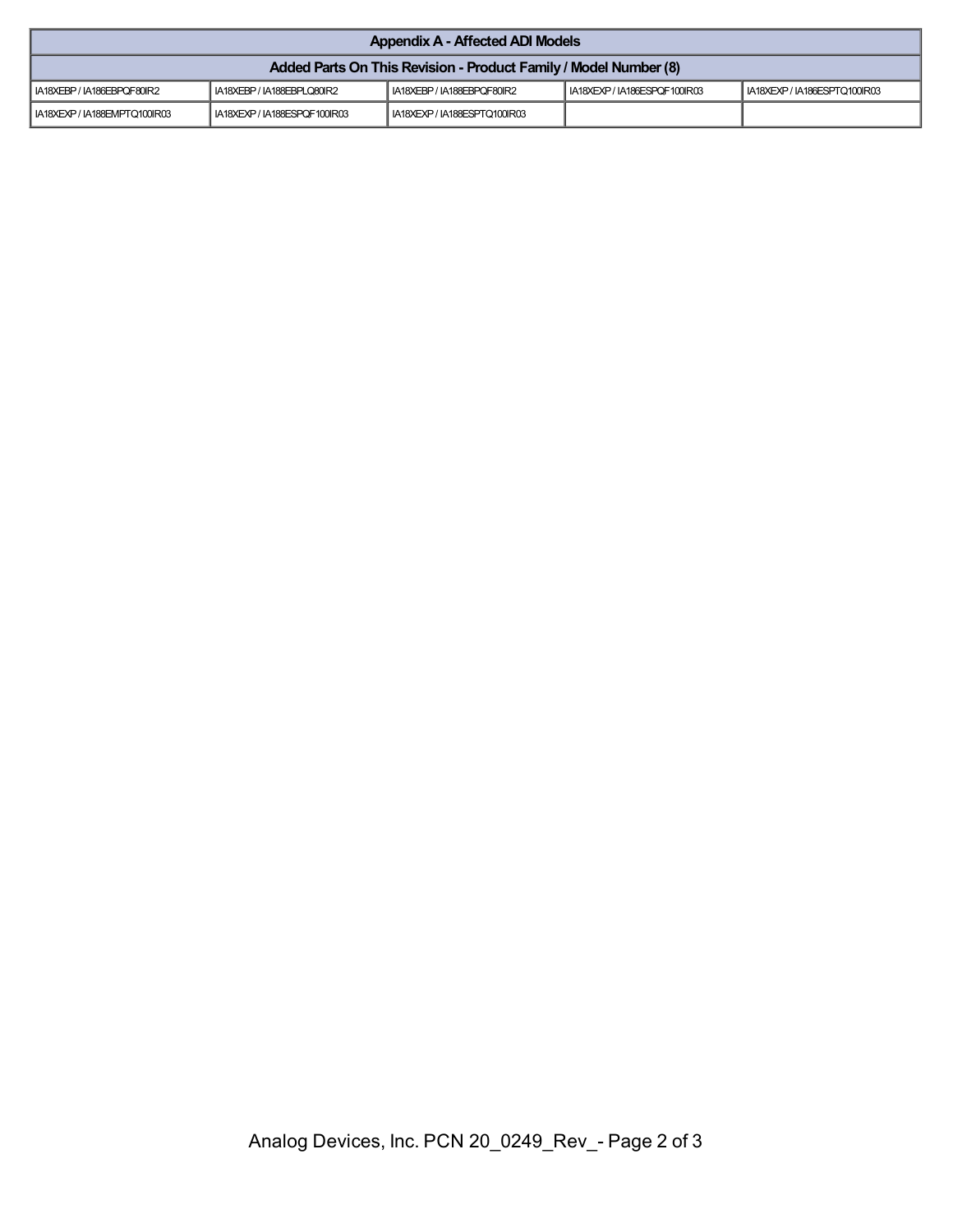| Appendix A - Affected ADI Models | | | | |
|---|---|---|---|---|
| Added Parts On This Revision - Product Family / Model Number (8) | | | | |
| IA18XEBP / IA186EBPQF80IR2 | IA18XEBP / IA188EBPLQ80IR2 | IA18XEBP / IA188EBPQF80IR2 | IA18XEXP / IA186ESPQF100IR03 | IA18XEXP / IA186ESPTQ100IR03 |
| IA18XEXP / IA188EMPTQ100IR03 | IA18XEXP / IA188ESPQF100IR03 | IA18XEXP / IA188ESPTQ100IR03 | | |

Analog Devices, Inc. PCN 20_0249_Rev_- Page 2 of 3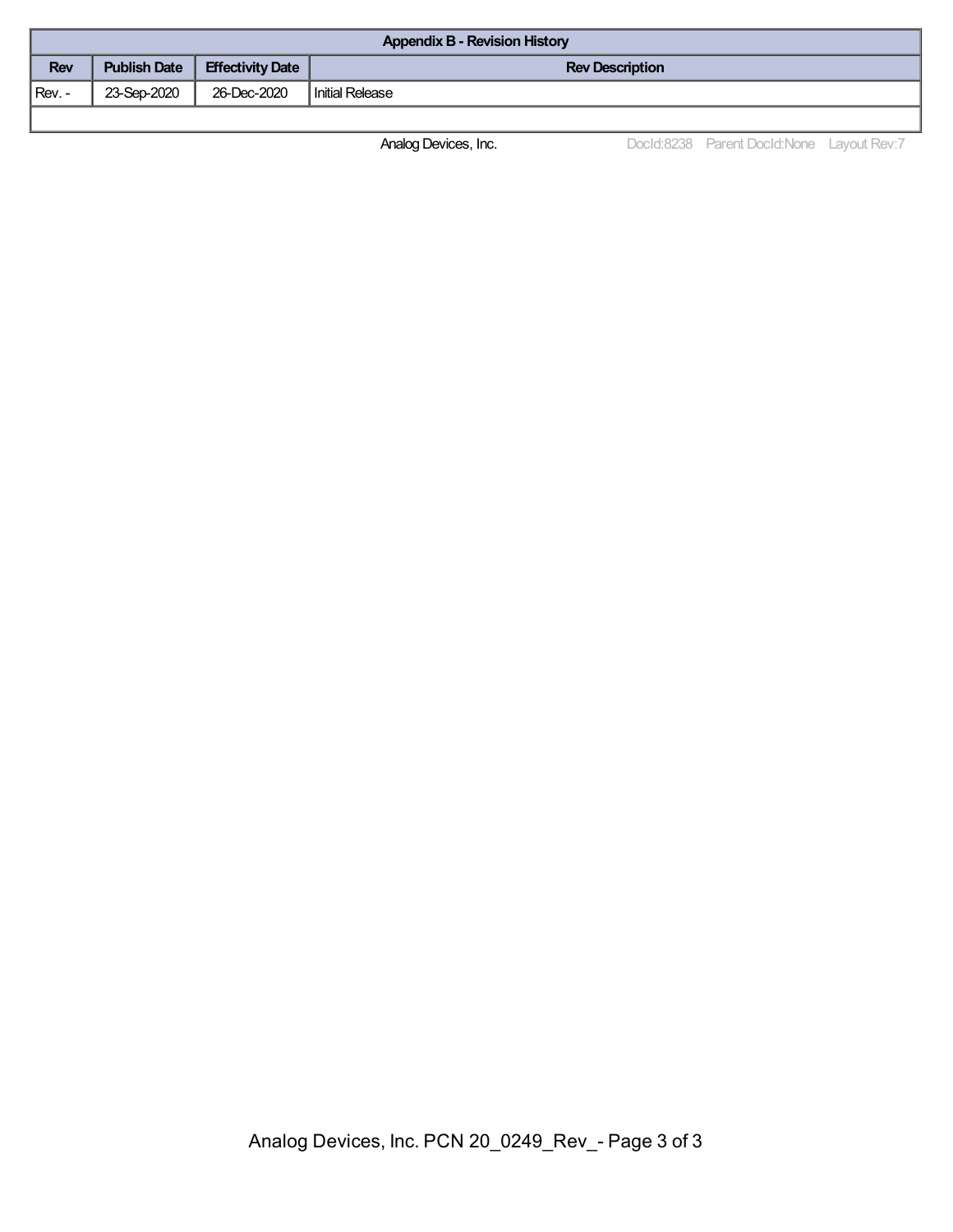| Appendix B - Revision History | | | |
|---|---|---|---|
| **Rev** | **Publish Date** | **Effectivity Date** | **Rev Description** |
| Rev. - | 23-Sep-2020 | 26-Dec-2020 | Initial Release |

Analog Devices, Inc. DocId:8238 Parent DocId:None Layout Rev:7